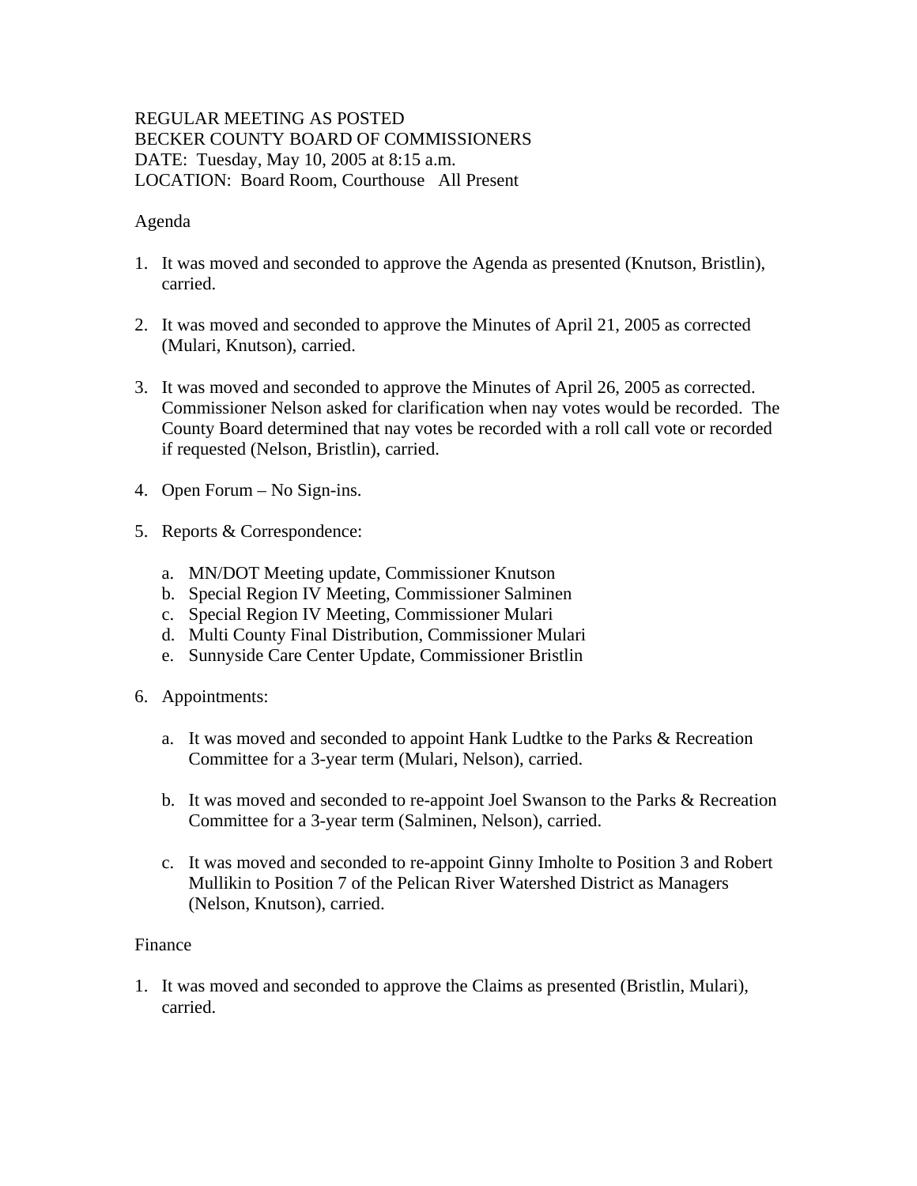REGULAR MEETING AS POSTED
BECKER COUNTY BOARD OF COMMISSIONERS
DATE: Tuesday, May 10, 2005 at 8:15 a.m.
LOCATION: Board Room, Courthouse All Present

Agenda

1. It was moved and seconded to approve the Agenda as presented (Knutson, Bristlin), carried.

2. It was moved and seconded to approve the Minutes of April 21, 2005 as corrected (Mulari, Knutson), carried.

3. It was moved and seconded to approve the Minutes of April 26, 2005 as corrected. Commissioner Nelson asked for clarification when nay votes would be recorded. The County Board determined that nay votes be recorded with a roll call vote or recorded if requested (Nelson, Bristlin), carried.

4. Open Forum – No Sign-ins.

5. Reports & Correspondence:

   a. MN/DOT Meeting update, Commissioner Knutson
   b. Special Region IV Meeting, Commissioner Salminen
   c. Special Region IV Meeting, Commissioner Mulari
   d. Multi County Final Distribution, Commissioner Mulari
   e. Sunnyside Care Center Update, Commissioner Bristlin

6. Appointments:

   a. It was moved and seconded to appoint Hank Ludtke to the Parks & Recreation Committee for a 3-year term (Mulari, Nelson), carried.

   b. It was moved and seconded to re-appoint Joel Swanson to the Parks & Recreation Committee for a 3-year term (Salminen, Nelson), carried.

   c. It was moved and seconded to re-appoint Ginny Imholte to Position 3 and Robert Mullikin to Position 7 of the Pelican River Watershed District as Managers (Nelson, Knutson), carried.

Finance

1. It was moved and seconded to approve the Claims as presented (Bristlin, Mulari), carried.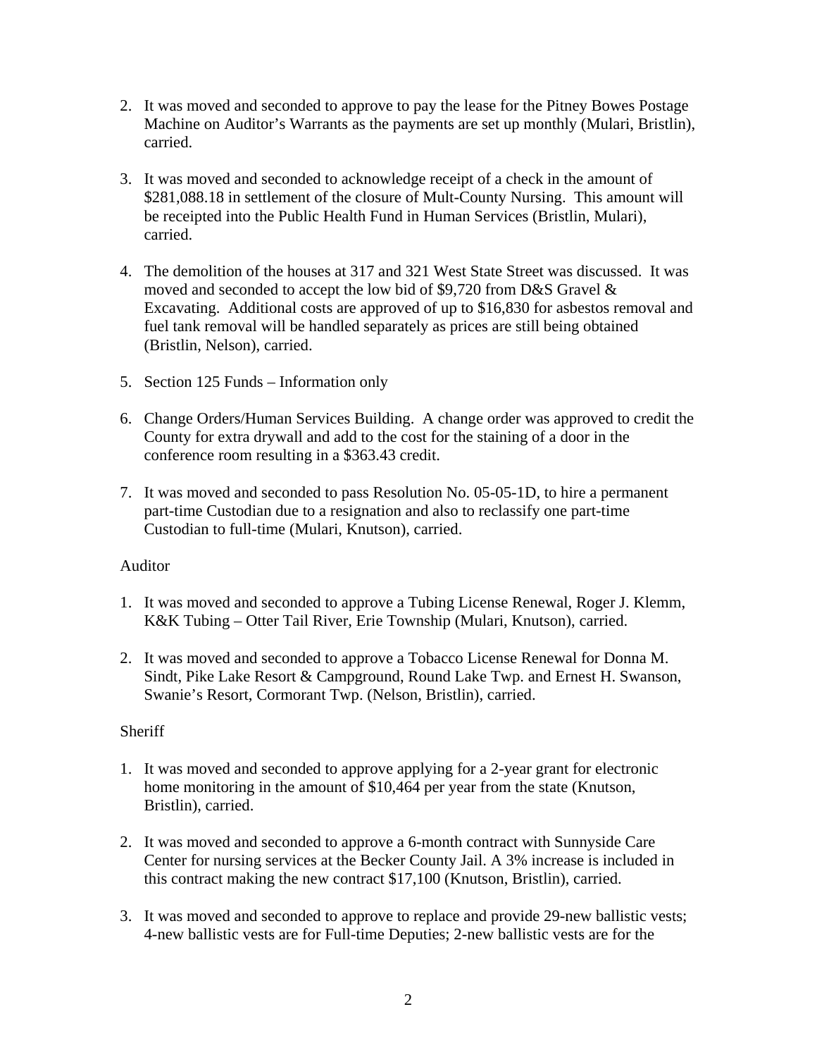2. It was moved and seconded to approve to pay the lease for the Pitney Bowes Postage Machine on Auditor's Warrants as the payments are set up monthly (Mulari, Bristlin), carried.

3. It was moved and seconded to acknowledge receipt of a check in the amount of $281,088.18 in settlement of the closure of Mult-County Nursing. This amount will be receipted into the Public Health Fund in Human Services (Bristlin, Mulari), carried.

4. The demolition of the houses at 317 and 321 West State Street was discussed. It was moved and seconded to accept the low bid of $9,720 from D&S Gravel & Excavating. Additional costs are approved of up to $16,830 for asbestos removal and fuel tank removal will be handled separately as prices are still being obtained (Bristlin, Nelson), carried.

5. Section 125 Funds – Information only

6. Change Orders/Human Services Building. A change order was approved to credit the County for extra drywall and add to the cost for the staining of a door in the conference room resulting in a $363.43 credit.

7. It was moved and seconded to pass Resolution No. 05-05-1D, to hire a permanent part-time Custodian due to a resignation and also to reclassify one part-time Custodian to full-time (Mulari, Knutson), carried.

Auditor

1. It was moved and seconded to approve a Tubing License Renewal, Roger J. Klemm, K&K Tubing – Otter Tail River, Erie Township (Mulari, Knutson), carried.

2. It was moved and seconded to approve a Tobacco License Renewal for Donna M. Sindt, Pike Lake Resort & Campground, Round Lake Twp. and Ernest H. Swanson, Swanie's Resort, Cormorant Twp. (Nelson, Bristlin), carried.

Sheriff

1. It was moved and seconded to approve applying for a 2-year grant for electronic home monitoring in the amount of $10,464 per year from the state (Knutson, Bristlin), carried.

2. It was moved and seconded to approve a 6-month contract with Sunnyside Care Center for nursing services at the Becker County Jail. A 3% increase is included in this contract making the new contract $17,100 (Knutson, Bristlin), carried.

3. It was moved and seconded to approve to replace and provide 29-new ballistic vests; 4-new ballistic vests are for Full-time Deputies; 2-new ballistic vests are for the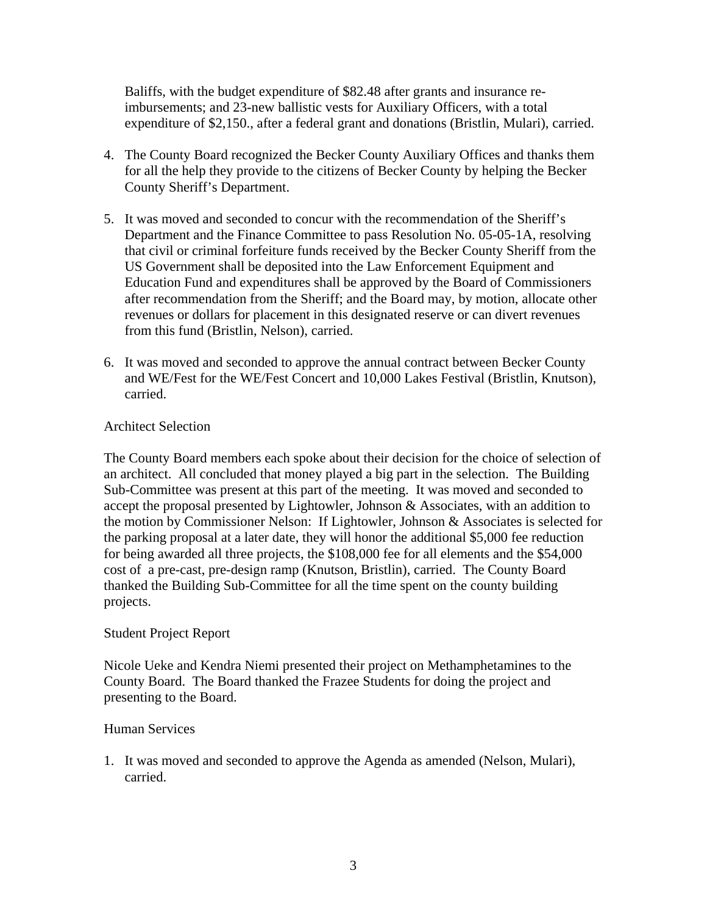Baliffs, with the budget expenditure of $82.48 after grants and insurance re-imbursements; and 23-new ballistic vests for Auxiliary Officers, with a total expenditure of $2,150., after a federal grant and donations (Bristlin, Mulari), carried.

4. The County Board recognized the Becker County Auxiliary Offices and thanks them for all the help they provide to the citizens of Becker County by helping the Becker County Sheriff's Department.

5. It was moved and seconded to concur with the recommendation of the Sheriff's Department and the Finance Committee to pass Resolution No. 05-05-1A, resolving that civil or criminal forfeiture funds received by the Becker County Sheriff from the US Government shall be deposited into the Law Enforcement Equipment and Education Fund and expenditures shall be approved by the Board of Commissioners after recommendation from the Sheriff; and the Board may, by motion, allocate other revenues or dollars for placement in this designated reserve or can divert revenues from this fund (Bristlin, Nelson), carried.

6. It was moved and seconded to approve the annual contract between Becker County and WE/Fest for the WE/Fest Concert and 10,000 Lakes Festival (Bristlin, Knutson), carried.

Architect Selection

The County Board members each spoke about their decision for the choice of selection of an architect. All concluded that money played a big part in the selection. The Building Sub-Committee was present at this part of the meeting. It was moved and seconded to accept the proposal presented by Lightowler, Johnson & Associates, with an addition to the motion by Commissioner Nelson: If Lightowler, Johnson & Associates is selected for the parking proposal at a later date, they will honor the additional $5,000 fee reduction for being awarded all three projects, the $108,000 fee for all elements and the $54,000 cost of a pre-cast, pre-design ramp (Knutson, Bristlin), carried. The County Board thanked the Building Sub-Committee for all the time spent on the county building projects.

Student Project Report

Nicole Ueke and Kendra Niemi presented their project on Methamphetamines to the County Board. The Board thanked the Frazee Students for doing the project and presenting to the Board.

Human Services

1. It was moved and seconded to approve the Agenda as amended (Nelson, Mulari), carried.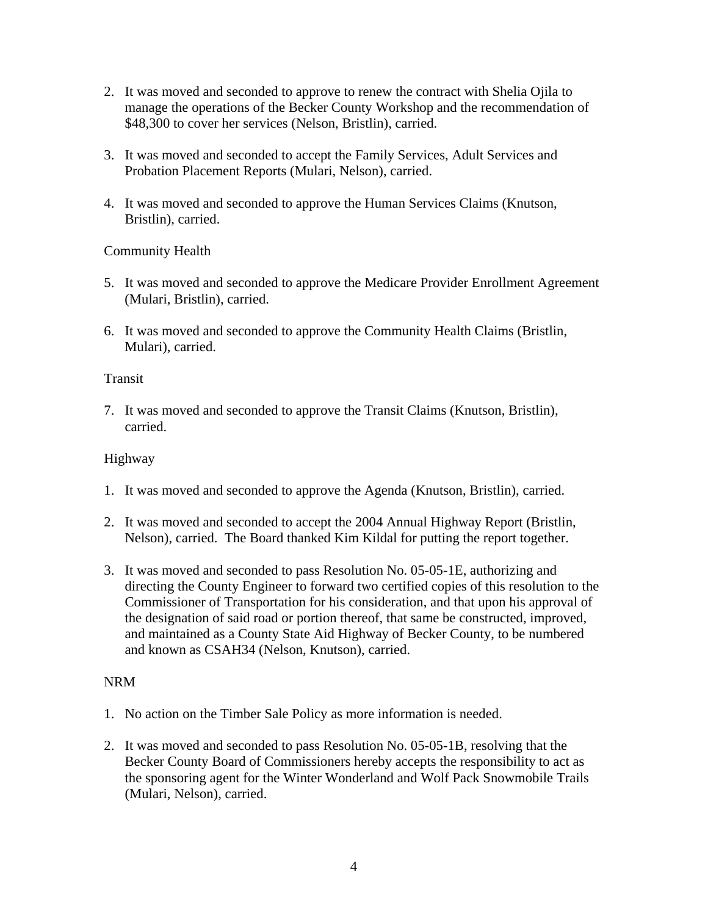2. It was moved and seconded to approve to renew the contract with Shelia Ojila to manage the operations of the Becker County Workshop and the recommendation of $48,300 to cover her services (Nelson, Bristlin), carried.

3. It was moved and seconded to accept the Family Services, Adult Services and Probation Placement Reports (Mulari, Nelson), carried.

4. It was moved and seconded to approve the Human Services Claims (Knutson, Bristlin), carried.

Community Health

5. It was moved and seconded to approve the Medicare Provider Enrollment Agreement (Mulari, Bristlin), carried.

6. It was moved and seconded to approve the Community Health Claims (Bristlin, Mulari), carried.

Transit

7. It was moved and seconded to approve the Transit Claims (Knutson, Bristlin), carried.

Highway

1. It was moved and seconded to approve the Agenda (Knutson, Bristlin), carried.

2. It was moved and seconded to accept the 2004 Annual Highway Report (Bristlin, Nelson), carried. The Board thanked Kim Kildal for putting the report together.

3. It was moved and seconded to pass Resolution No. 05-05-1E, authorizing and directing the County Engineer to forward two certified copies of this resolution to the Commissioner of Transportation for his consideration, and that upon his approval of the designation of said road or portion thereof, that same be constructed, improved, and maintained as a County State Aid Highway of Becker County, to be numbered and known as CSAH34 (Nelson, Knutson), carried.

NRM

1. No action on the Timber Sale Policy as more information is needed.

2. It was moved and seconded to pass Resolution No. 05-05-1B, resolving that the Becker County Board of Commissioners hereby accepts the responsibility to act as the sponsoring agent for the Winter Wonderland and Wolf Pack Snowmobile Trails (Mulari, Nelson), carried.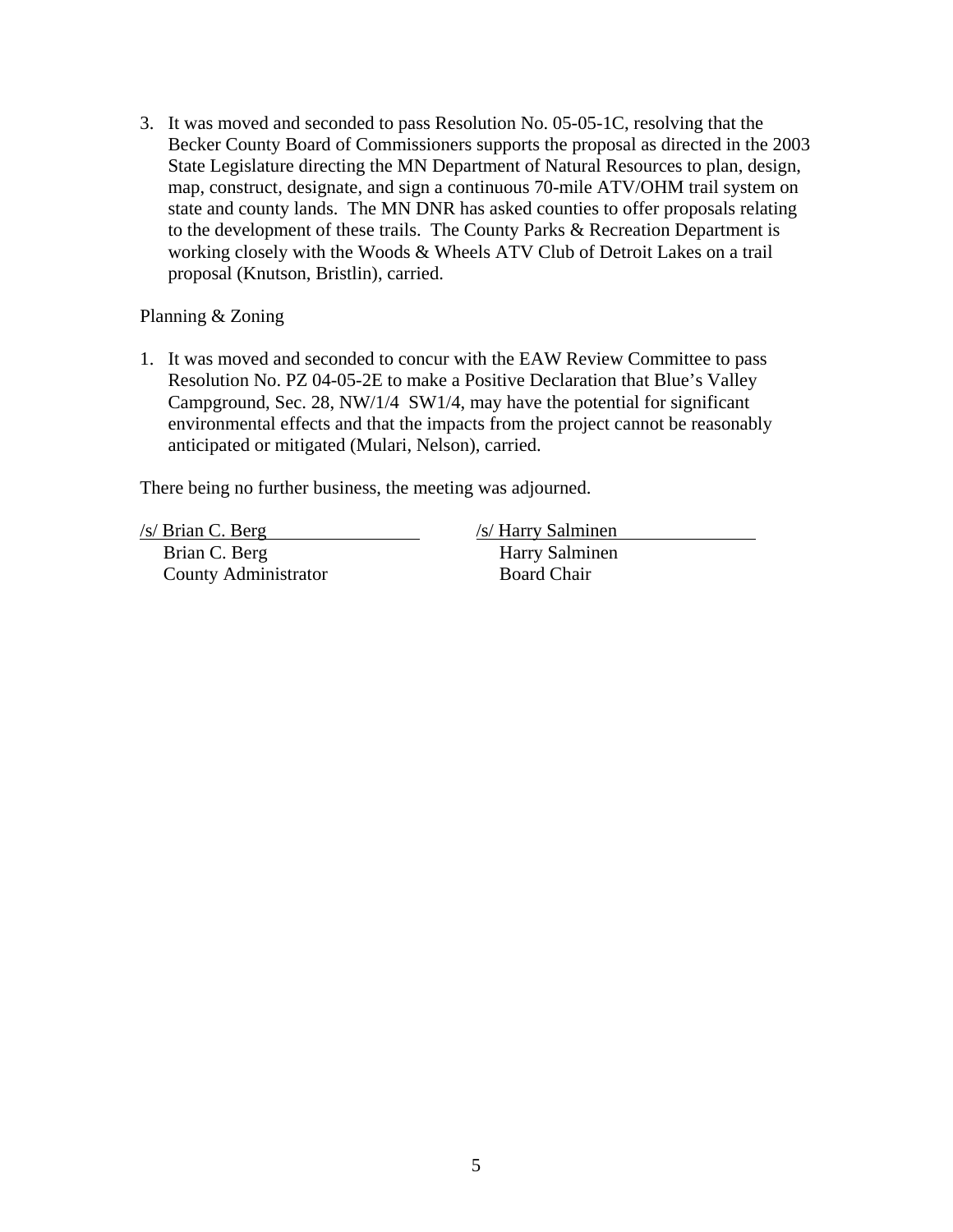3. It was moved and seconded to pass Resolution No. 05-05-1C, resolving that the Becker County Board of Commissioners supports the proposal as directed in the 2003 State Legislature directing the MN Department of Natural Resources to plan, design, map, construct, designate, and sign a continuous 70-mile ATV/OHM trail system on state and county lands. The MN DNR has asked counties to offer proposals relating to the development of these trails. The County Parks & Recreation Department is working closely with the Woods & Wheels ATV Club of Detroit Lakes on a trail proposal (Knutson, Bristlin), carried.

Planning & Zoning

1. It was moved and seconded to concur with the EAW Review Committee to pass Resolution No. PZ 04-05-2E to make a Positive Declaration that Blue's Valley Campground, Sec. 28, NW/1/4 SW1/4, may have the potential for significant environmental effects and that the impacts from the project cannot be reasonably anticipated or mitigated (Mulari, Nelson), carried.

There being no further business, the meeting was adjourned.

/s/ Brian C. Berg
Brian C. Berg
County Administrator

/s/ Harry Salminen
Harry Salminen
Board Chair